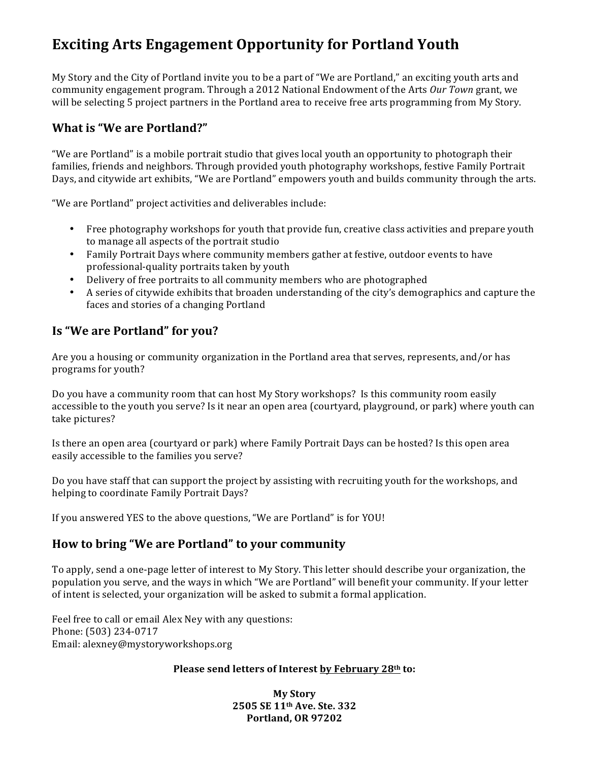# Exciting Arts Engagement Opportunity for Portland Youth

My Story and the City of Portland invite you to be a part of "We are Portland," an exciting youth arts and community engagement program. Through a 2012 National Endowment of the Arts *Our Town* grant, we will be selecting 5 project partners in the Portland area to receive free arts programming from My Story.

## What is "We are Portland?"

"We are Portland" is a mobile portrait studio that gives local youth an opportunity to photograph their families, friends and neighbors. Through provided youth photography workshops, festive Family Portrait Days, and citywide art exhibits, "We are Portland" empowers youth and builds community through the arts.

"We are Portland" project activities and deliverables include:

- Free photography workshops for youth that provide fun, creative class activities and prepare youth to manage all aspects of the portrait studio
- Family Portrait Days where community members gather at festive, outdoor events to have professional-quality portraits taken by youth
- Delivery of free portraits to all community members who are photographed
- A series of citywide exhibits that broaden understanding of the city's demographics and capture the faces and stories of a changing Portland

## Is "We are Portland" for you?

Are you a housing or community organization in the Portland area that serves, represents, and/or has programs for youth?

Do you have a community room that can host My Story workshops? Is this community room easily accessible to the youth you serve? Is it near an open area (courtyard, playground, or park) where youth can take pictures?

Is there an open area (courtyard or park) where Family Portrait Days can be hosted? Is this open area easily accessible to the families you serve?

Do you have staff that can support the project by assisting with recruiting youth for the workshops, and helping to coordinate Family Portrait Days?

If you answered YES to the above questions, "We are Portland" is for YOU!

## How to bring "We are Portland" to your community

To apply, send a one-page letter of interest to My Story. This letter should describe your organization, the population you serve, and the ways in which "We are Portland" will benefit your community. If your letter of intent is selected, your organization will be asked to submit a formal application.

Feel free to call or email Alex Ney with any questions:
Phone: (503) 234-0717
Email: alexney@mystoryworkshops.org

**Please send letters of Interest <u>by February 28th</u> to:**

**My Story**
**2505 SE 11th Ave. Ste. 332**
**Portland, OR 97202**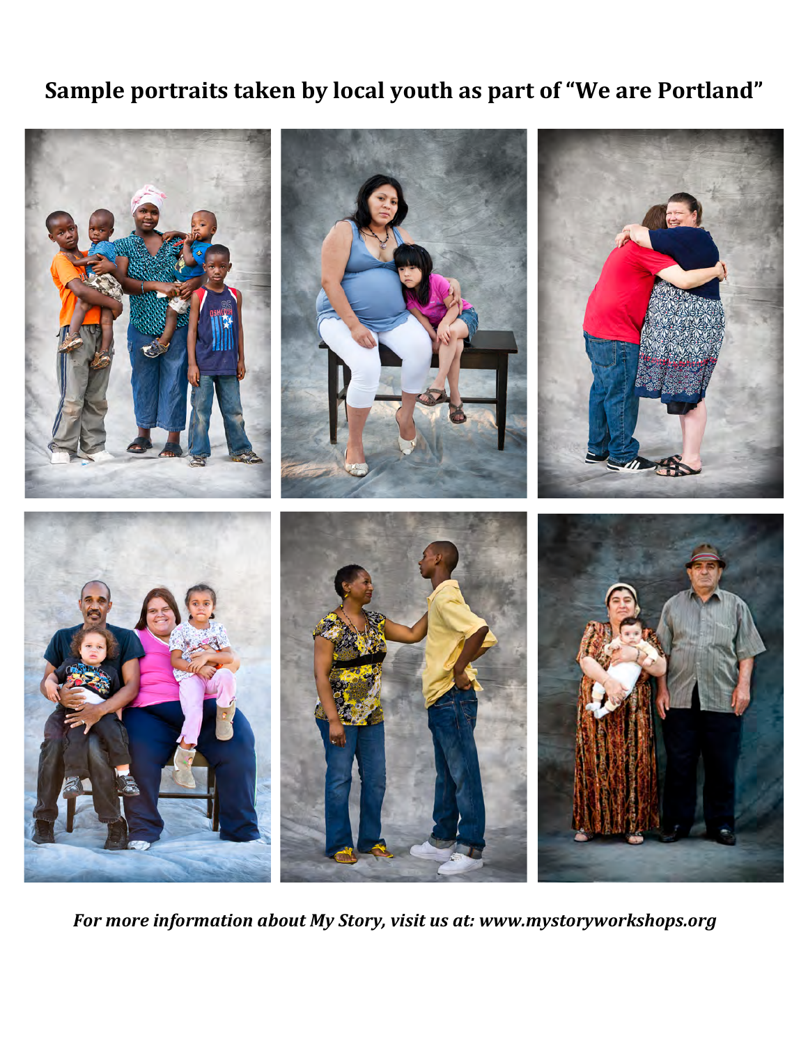**Sample portraits taken by local youth as part of "We are Portland"**

***For more information about My Story, visit us at: www.mystoryworkshops.org***